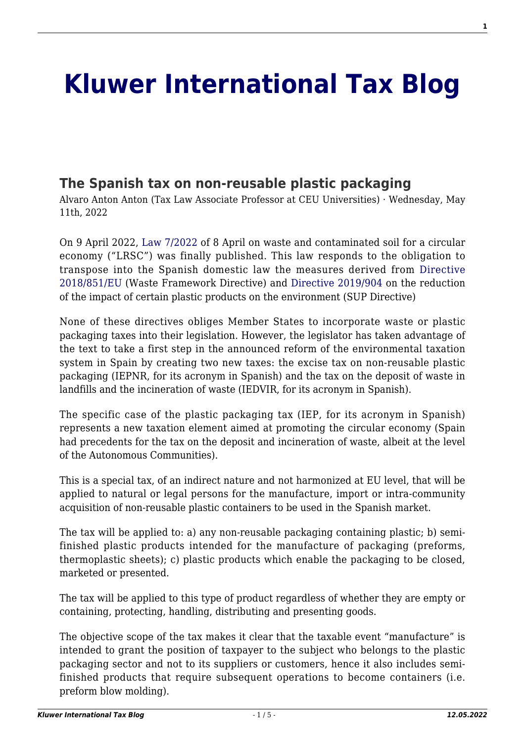# Kluwer International Tax Blog

## The Spanish tax on non-reusable plastic packaging

Alvaro Anton Anton (Tax Law Associate Professor at CEU Universities) · Wednesday, May 11th, 2022

On 9 April 2022, Law 7/2022 of 8 April on waste and contaminated soil for a circular economy ("LRSC") was finally published. This law responds to the obligation to transpose into the Spanish domestic law the measures derived from Directive 2018/851/EU (Waste Framework Directive) and Directive 2019/904 on the reduction of the impact of certain plastic products on the environment (SUP Directive)

None of these directives obliges Member States to incorporate waste or plastic packaging taxes into their legislation. However, the legislator has taken advantage of the text to take a first step in the announced reform of the environmental taxation system in Spain by creating two new taxes: the excise tax on non-reusable plastic packaging (IEPNR, for its acronym in Spanish) and the tax on the deposit of waste in landfills and the incineration of waste (IEDVIR, for its acronym in Spanish).

The specific case of the plastic packaging tax (IEP, for its acronym in Spanish) represents a new taxation element aimed at promoting the circular economy (Spain had precedents for the tax on the deposit and incineration of waste, albeit at the level of the Autonomous Communities).

This is a special tax, of an indirect nature and not harmonized at EU level, that will be applied to natural or legal persons for the manufacture, import or intra-community acquisition of non-reusable plastic containers to be used in the Spanish market.

The tax will be applied to: a) any non-reusable packaging containing plastic; b) semi-finished plastic products intended for the manufacture of packaging (preforms, thermoplastic sheets); c) plastic products which enable the packaging to be closed, marketed or presented.

The tax will be applied to this type of product regardless of whether they are empty or containing, protecting, handling, distributing and presenting goods.

The objective scope of the tax makes it clear that the taxable event "manufacture" is intended to grant the position of taxpayer to the subject who belongs to the plastic packaging sector and not to its suppliers or customers, hence it also includes semi-finished products that require subsequent operations to become containers (i.e. preform blow molding).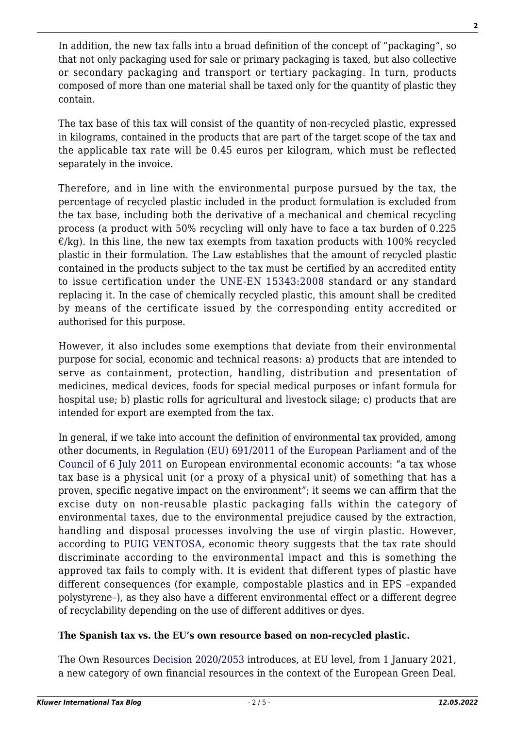In addition, the new tax falls into a broad definition of the concept of "packaging", so that not only packaging used for sale or primary packaging is taxed, but also collective or secondary packaging and transport or tertiary packaging. In turn, products composed of more than one material shall be taxed only for the quantity of plastic they contain.

The tax base of this tax will consist of the quantity of non-recycled plastic, expressed in kilograms, contained in the products that are part of the target scope of the tax and the applicable tax rate will be 0.45 euros per kilogram, which must be reflected separately in the invoice.

Therefore, and in line with the environmental purpose pursued by the tax, the percentage of recycled plastic included in the product formulation is excluded from the tax base, including both the derivative of a mechanical and chemical recycling process (a product with 50% recycling will only have to face a tax burden of 0.225 €/kg). In this line, the new tax exempts from taxation products with 100% recycled plastic in their formulation. The Law establishes that the amount of recycled plastic contained in the products subject to the tax must be certified by an accredited entity to issue certification under the UNE-EN 15343:2008 standard or any standard replacing it. In the case of chemically recycled plastic, this amount shall be credited by means of the certificate issued by the corresponding entity accredited or authorised for this purpose.

However, it also includes some exemptions that deviate from their environmental purpose for social, economic and technical reasons: a) products that are intended to serve as containment, protection, handling, distribution and presentation of medicines, medical devices, foods for special medical purposes or infant formula for hospital use; b) plastic rolls for agricultural and livestock silage; c) products that are intended for export are exempted from the tax.

In general, if we take into account the definition of environmental tax provided, among other documents, in Regulation (EU) 691/2011 of the European Parliament and of the Council of 6 July 2011 on European environmental economic accounts: "a tax whose tax base is a physical unit (or a proxy of a physical unit) of something that has a proven, specific negative impact on the environment"; it seems we can affirm that the excise duty on non-reusable plastic packaging falls within the category of environmental taxes, due to the environmental prejudice caused by the extraction, handling and disposal processes involving the use of virgin plastic. However, according to PUIG VENTOSA, economic theory suggests that the tax rate should discriminate according to the environmental impact and this is something the approved tax fails to comply with. It is evident that different types of plastic have different consequences (for example, compostable plastics and in EPS –expanded polystyrene–), as they also have a different environmental effect or a different degree of recyclability depending on the use of different additives or dyes.

**The Spanish tax vs. the EU's own resource based on non-recycled plastic.**

The Own Resources Decision 2020/2053 introduces, at EU level, from 1 January 2021, a new category of own financial resources in the context of the European Green Deal.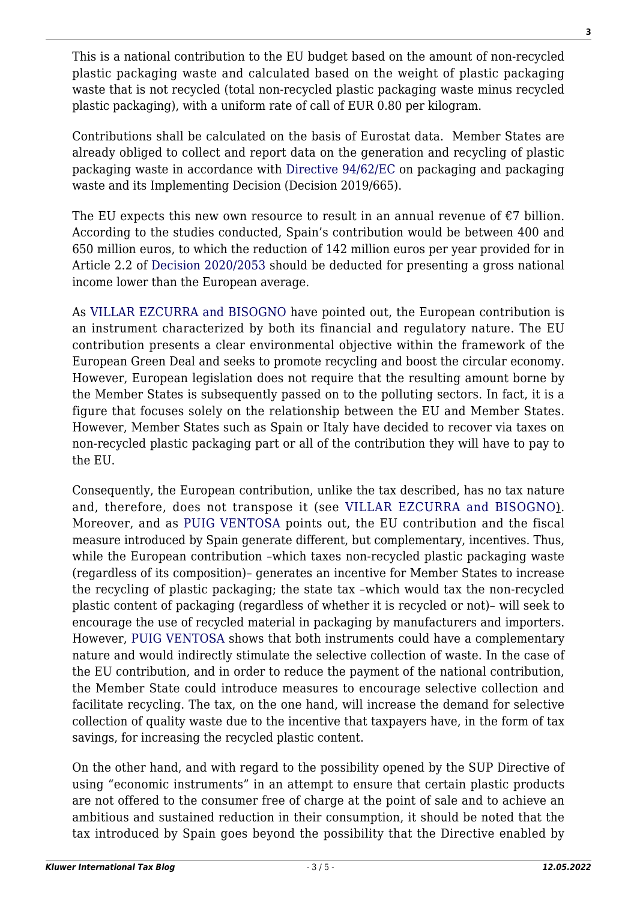This is a national contribution to the EU budget based on the amount of non-recycled plastic packaging waste and calculated based on the weight of plastic packaging waste that is not recycled (total non-recycled plastic packaging waste minus recycled plastic packaging), with a uniform rate of call of EUR 0.80 per kilogram.

Contributions shall be calculated on the basis of Eurostat data. Member States are already obliged to collect and report data on the generation and recycling of plastic packaging waste in accordance with Directive 94/62/EC on packaging and packaging waste and its Implementing Decision (Decision 2019/665).

The EU expects this new own resource to result in an annual revenue of €7 billion. According to the studies conducted, Spain's contribution would be between 400 and 650 million euros, to which the reduction of 142 million euros per year provided for in Article 2.2 of Decision 2020/2053 should be deducted for presenting a gross national income lower than the European average.

As VILLAR EZCURRA and BISOGNO have pointed out, the European contribution is an instrument characterized by both its financial and regulatory nature. The EU contribution presents a clear environmental objective within the framework of the European Green Deal and seeks to promote recycling and boost the circular economy. However, European legislation does not require that the resulting amount borne by the Member States is subsequently passed on to the polluting sectors. In fact, it is a figure that focuses solely on the relationship between the EU and Member States. However, Member States such as Spain or Italy have decided to recover via taxes on non-recycled plastic packaging part or all of the contribution they will have to pay to the EU.

Consequently, the European contribution, unlike the tax described, has no tax nature and, therefore, does not transpose it (see VILLAR EZCURRA and BISOGNO). Moreover, and as PUIG VENTOSA points out, the EU contribution and the fiscal measure introduced by Spain generate different, but complementary, incentives. Thus, while the European contribution –which taxes non-recycled plastic packaging waste (regardless of its composition)– generates an incentive for Member States to increase the recycling of plastic packaging; the state tax –which would tax the non-recycled plastic content of packaging (regardless of whether it is recycled or not)– will seek to encourage the use of recycled material in packaging by manufacturers and importers. However, PUIG VENTOSA shows that both instruments could have a complementary nature and would indirectly stimulate the selective collection of waste. In the case of the EU contribution, and in order to reduce the payment of the national contribution, the Member State could introduce measures to encourage selective collection and facilitate recycling. The tax, on the one hand, will increase the demand for selective collection of quality waste due to the incentive that taxpayers have, in the form of tax savings, for increasing the recycled plastic content.

On the other hand, and with regard to the possibility opened by the SUP Directive of using "economic instruments" in an attempt to ensure that certain plastic products are not offered to the consumer free of charge at the point of sale and to achieve an ambitious and sustained reduction in their consumption, it should be noted that the tax introduced by Spain goes beyond the possibility that the Directive enabled by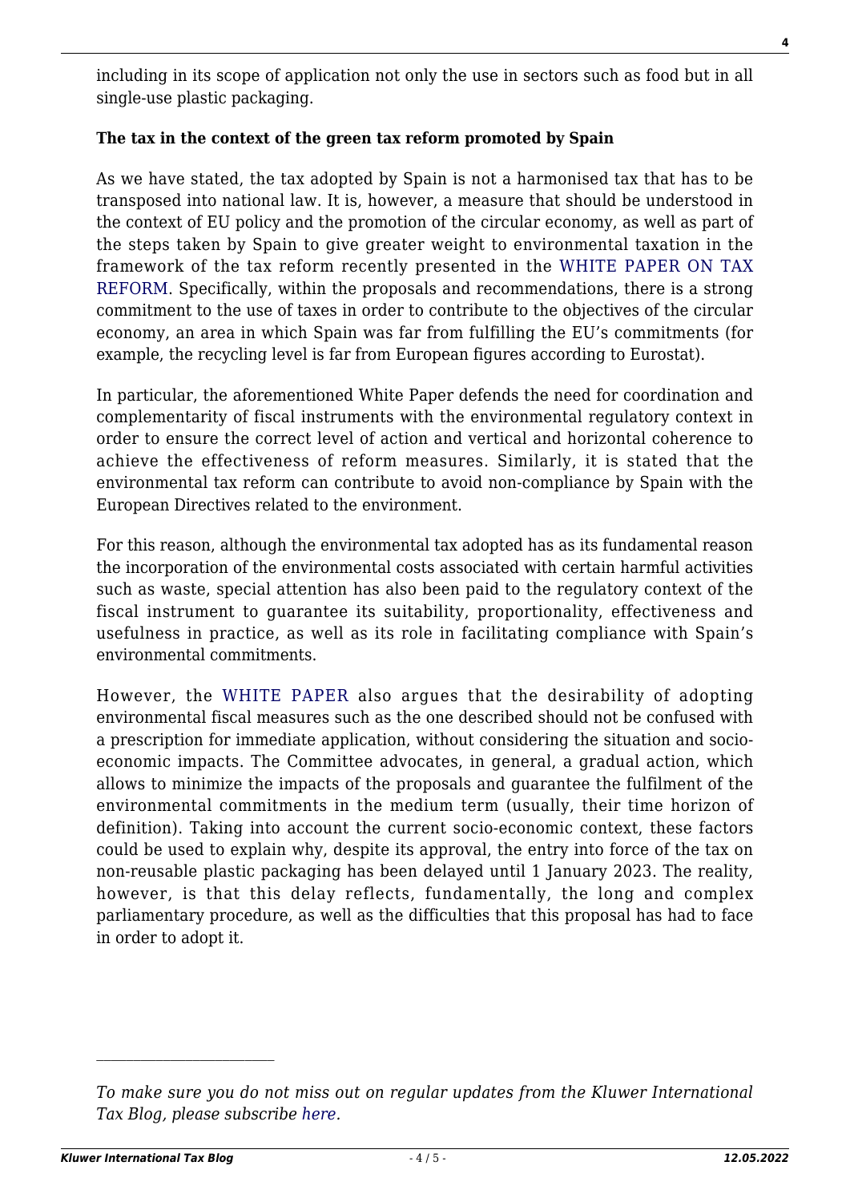including in its scope of application not only the use in sectors such as food but in all single-use plastic packaging.

**The tax in the context of the green tax reform promoted by Spain**

As we have stated, the tax adopted by Spain is not a harmonised tax that has to be transposed into national law. It is, however, a measure that should be understood in the context of EU policy and the promotion of the circular economy, as well as part of the steps taken by Spain to give greater weight to environmental taxation in the framework of the tax reform recently presented in the WHITE PAPER ON TAX REFORM. Specifically, within the proposals and recommendations, there is a strong commitment to the use of taxes in order to contribute to the objectives of the circular economy, an area in which Spain was far from fulfilling the EU's commitments (for example, the recycling level is far from European figures according to Eurostat).

In particular, the aforementioned White Paper defends the need for coordination and complementarity of fiscal instruments with the environmental regulatory context in order to ensure the correct level of action and vertical and horizontal coherence to achieve the effectiveness of reform measures. Similarly, it is stated that the environmental tax reform can contribute to avoid non-compliance by Spain with the European Directives related to the environment.

For this reason, although the environmental tax adopted has as its fundamental reason the incorporation of the environmental costs associated with certain harmful activities such as waste, special attention has also been paid to the regulatory context of the fiscal instrument to guarantee its suitability, proportionality, effectiveness and usefulness in practice, as well as its role in facilitating compliance with Spain's environmental commitments.

However, the WHITE PAPER also argues that the desirability of adopting environmental fiscal measures such as the one described should not be confused with a prescription for immediate application, without considering the situation and socio-economic impacts. The Committee advocates, in general, a gradual action, which allows to minimize the impacts of the proposals and guarantee the fulfilment of the environmental commitments in the medium term (usually, their time horizon of definition). Taking into account the current socio-economic context, these factors could be used to explain why, despite its approval, the entry into force of the tax on non-reusable plastic packaging has been delayed until 1 January 2023. The reality, however, is that this delay reflects, fundamentally, the long and complex parliamentary procedure, as well as the difficulties that this proposal has had to face in order to adopt it.

---

*To make sure you do not miss out on regular updates from the Kluwer International Tax Blog, please subscribe here.*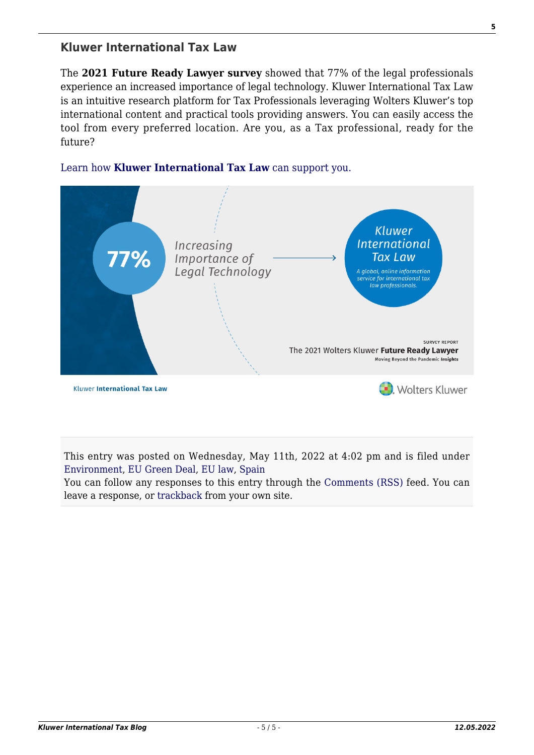### Kluwer International Tax Law

The **2021 Future Ready Lawyer survey** showed that 77% of the legal professionals experience an increased importance of legal technology. Kluwer International Tax Law is an intuitive research platform for Tax Professionals leveraging Wolters Kluwer's top international content and practical tools providing answers. You can easily access the tool from every preferred location. Are you, as a Tax professional, ready for the future?

Learn how **Kluwer International Tax Law** can support you.

77%

Increasing Importance of Legal Technology

Kluwer International Tax Law

A global, online information service for international tax law professionals.

SURVEY REPORT

The 2021 Wolters Kluwer **Future Ready Lawyer**

Moving Beyond the Pandemic *Insights*

Kluwer **International Tax Law**

Wolters Kluwer

This entry was posted on Wednesday, May 11th, 2022 at 4:02 pm and is filed under Environment, EU Green Deal, EU law, Spain

You can follow any responses to this entry through the Comments (RSS) feed. You can leave a response, or trackback from your own site.